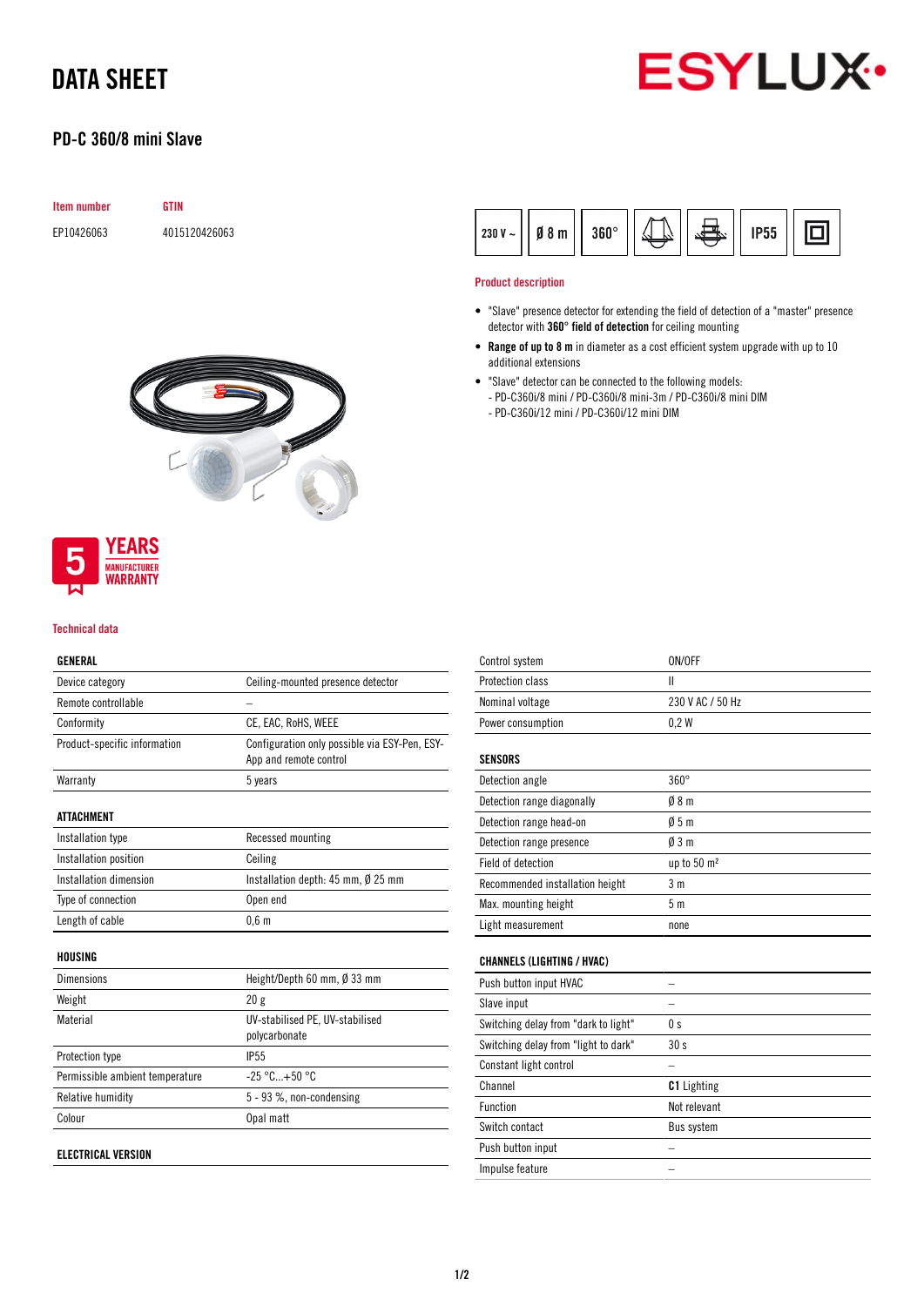# DATA SHEET

## PD-C 360/8 mini Slave

| Item number | GTIN |
|---|---|
| EP10426063 | 4015120426063 |

230 V ~ | Ø 8 m | 360° | IP55

5 YEARS MANUFACTURER WARRANTY

### Product description

- "Slave" presence detector for extending the field of detection of a "master" presence detector with **360° field of detection** for ceiling mounting
- **Range of up to 8 m** in diameter as a cost efficient system upgrade with up to 10 additional extensions
- "Slave" detector can be connected to the following models:
  - PD-C360i/8 mini / PD-C360i/8 mini-3m / PD-C360i/8 mini DIM
  - PD-C360i/12 mini / PD-C360i/12 mini DIM

### Technical data

| GENERAL | |
|---|---|
| Device category | Ceiling-mounted presence detector |
| Remote controllable | – |
| Conformity | CE, EAC, RoHS, WEEE |
| Product-specific information | Configuration only possible via ESY-Pen, ESY-App and remote control |
| Warranty | 5 years |

| ATTACHMENT | |
|---|---|
| Installation type | Recessed mounting |
| Installation position | Ceiling |
| Installation dimension | Installation depth: 45 mm, Ø 25 mm |
| Type of connection | Open end |
| Length of cable | 0,6 m |

| HOUSING | |
|---|---|
| Dimensions | Height/Depth 60 mm, Ø 33 mm |
| Weight | 20 g |
| Material | UV-stabilised PE, UV-stabilised polycarbonate |
| Protection type | IP55 |
| Permissible ambient temperature | -25 °C...+50 °C |
| Relative humidity | 5 - 93 %, non-condensing |
| Colour | Opal matt |

| ELECTRICAL VERSION | |
|---|---|
| Control system | ON/OFF |
| Protection class | II |
| Nominal voltage | 230 V AC / 50 Hz |
| Power consumption | 0,2 W |

| SENSORS | |
|---|---|
| Detection angle | 360° |
| Detection range diagonally | Ø 8 m |
| Detection range head-on | Ø 5 m |
| Detection range presence | Ø 3 m |
| Field of detection | up to 50 m² |
| Recommended installation height | 3 m |
| Max. mounting height | 5 m |
| Light measurement | none |

| CHANNELS (LIGHTING / HVAC) | |
|---|---|
| Push button input HVAC | – |
| Slave input | – |
| Switching delay from "dark to light" | 0 s |
| Switching delay from "light to dark" | 30 s |
| Constant light control | – |
| Channel | **C1** Lighting |
| Function | Not relevant |
| Switch contact | Bus system |
| Push button input | – |
| Impulse feature | – |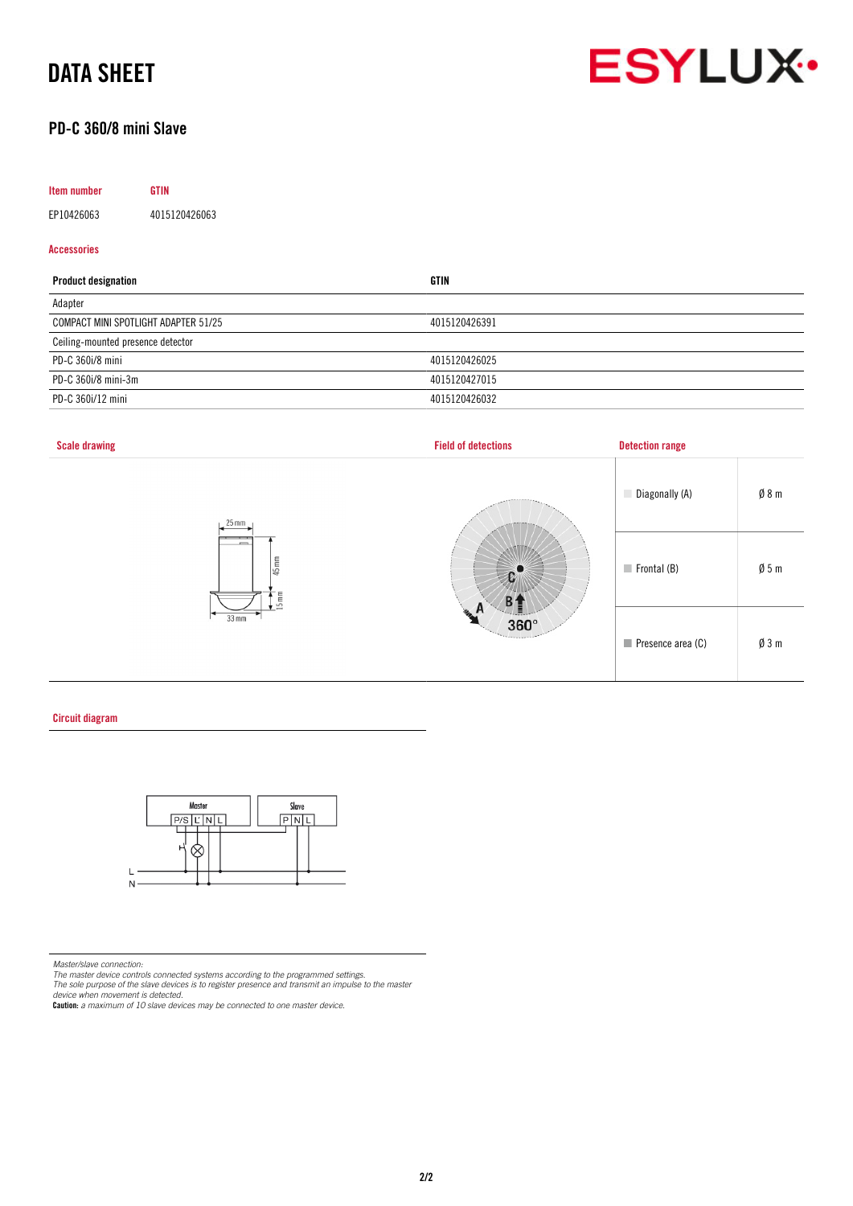# DATA SHEET

## PD-C 360/8 mini Slave

| Item number | GTIN |
|---|---|
| EP10426063 | 4015120426063 |

### Accessories

| Product designation | GTIN |
|---|---|
| Adapter | |
| COMPACT MINI SPOTLIGHT ADAPTER 51/25 | 4015120426391 |
| Ceiling-mounted presence detector | |
| PD-C 360i/8 mini | 4015120426025 |
| PD-C 360i/8 mini-3m | 4015120427015 |
| PD-C 360i/12 mini | 4015120426032 |

### Scale drawing

25 mm
45 mm
15 mm
33 mm

### Field of detections

C
B
A
360°

### Detection range

| | |
|---|---|
| Diagonally (A) | Ø 8 m |
| Frontal (B) | Ø 5 m |
| Presence area (C) | Ø 3 m |

### Circuit diagram

Master
P/S L' N L
Slave
P N L
L
N

*Master/slave connection:*
*The master device controls connected systems according to the programmed settings.*
*The sole purpose of the slave devices is to register presence and transmit an impulse to the master device when movement is detected.*
**Caution:** *a maximum of 10 slave devices may be connected to one master device.*